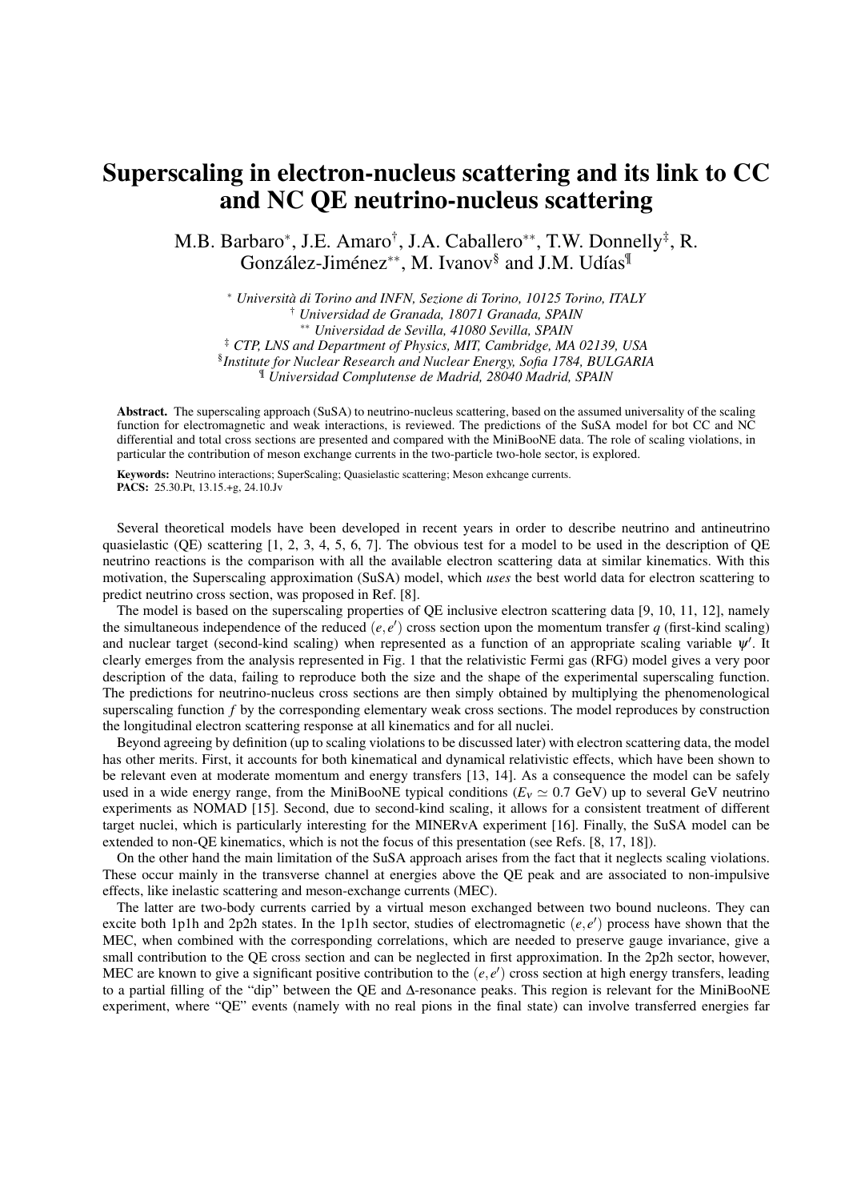# Superscaling in electron-nucleus scattering and its link to CC and NC QE neutrino-nucleus scattering

M.B. Barbaro[*], J.E. Amaro[†], J.A. Caballero[**], T.W. Donnelly[‡], R. González-Jiménez[**], M. Ivanov[§] and J.M. Udías[¶]

[*] *Università di Torino and INFN, Sezione di Torino, 10125 Torino, ITALY*
[†] *Universidad de Granada, 18071 Granada, SPAIN*
[**] *Universidad de Sevilla, 41080 Sevilla, SPAIN*
[‡] *CTP, LNS and Department of Physics, MIT, Cambridge, MA 02139, USA*
[§] *Institute for Nuclear Research and Nuclear Energy, Sofia 1784, BULGARIA*
[¶] *Universidad Complutense de Madrid, 28040 Madrid, SPAIN*

**Abstract.** The superscaling approach (SuSA) to neutrino-nucleus scattering, based on the assumed universality of the scaling function for electromagnetic and weak interactions, is reviewed. The predictions of the SuSA model for bot CC and NC differential and total cross sections are presented and compared with the MiniBooNE data. The role of scaling violations, in particular the contribution of meson exchange currents in the two-particle two-hole sector, is explored.

**Keywords:** Neutrino interactions; SuperScaling; Quasielastic scattering; Meson exhcange currents.
**PACS:** 25.30.Pt, 13.15.+g, 24.10.Jv

Several theoretical models have been developed in recent years in order to describe neutrino and antineutrino quasielastic (QE) scattering [1, 2, 3, 4, 5, 6, 7]. The obvious test for a model to be used in the description of QE neutrino reactions is the comparison with all the available electron scattering data at similar kinematics. With this motivation, the Superscaling approximation (SuSA) model, which *uses* the best world data for electron scattering to predict neutrino cross section, was proposed in Ref. [8].

The model is based on the superscaling properties of QE inclusive electron scattering data [9, 10, 11, 12], namely the simultaneous independence of the reduced $(e,e')$ cross section upon the momentum transfer $q$ (first-kind scaling) and nuclear target (second-kind scaling) when represented as a function of an appropriate scaling variable $\psi'$. It clearly emerges from the analysis represented in Fig. 1 that the relativistic Fermi gas (RFG) model gives a very poor description of the data, failing to reproduce both the size and the shape of the experimental superscaling function. The predictions for neutrino-nucleus cross sections are then simply obtained by multiplying the phenomenological superscaling function $f$ by the corresponding elementary weak cross sections. The model reproduces by construction the longitudinal electron scattering response at all kinematics and for all nuclei.

Beyond agreeing by definition (up to scaling violations to be discussed later) with electron scattering data, the model has other merits. First, it accounts for both kinematical and dynamical relativistic effects, which have been shown to be relevant even at moderate momentum and energy transfers [13, 14]. As a consequence the model can be safely used in a wide energy range, from the MiniBooNE typical conditions ($E_\nu \simeq 0.7$ GeV) up to several GeV neutrino experiments as NOMAD [15]. Second, due to second-kind scaling, it allows for a consistent treatment of different target nuclei, which is particularly interesting for the MINERvA experiment [16]. Finally, the SuSA model can be extended to non-QE kinematics, which is not the focus of this presentation (see Refs. [8, 17, 18]).

On the other hand the main limitation of the SuSA approach arises from the fact that it neglects scaling violations. These occur mainly in the transverse channel at energies above the QE peak and are associated to non-impulsive effects, like inelastic scattering and meson-exchange currents (MEC).

The latter are two-body currents carried by a virtual meson exchanged between two bound nucleons. They can excite both 1p1h and 2p2h states. In the 1p1h sector, studies of electromagnetic $(e,e')$ process have shown that the MEC, when combined with the corresponding correlations, which are needed to preserve gauge invariance, give a small contribution to the QE cross section and can be neglected in first approximation. In the 2p2h sector, however, MEC are known to give a significant positive contribution to the $(e,e')$ cross section at high energy transfers, leading to a partial filling of the "dip" between the QE and Δ-resonance peaks. This region is relevant for the MiniBooNE experiment, where "QE" events (namely with no real pions in the final state) can involve transferred energies far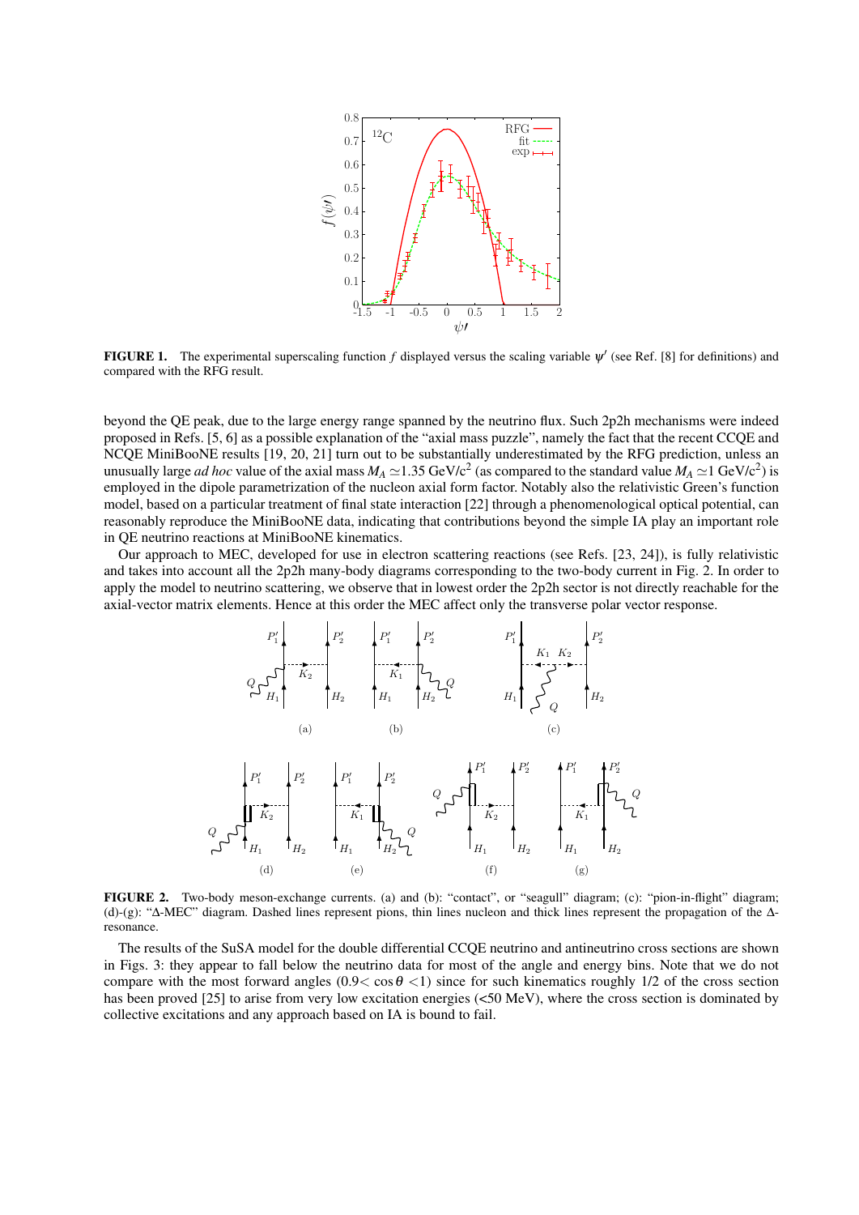**FIGURE 1.** The experimental superscaling function $f$ displayed versus the scaling variable $\psi'$ (see Ref. [8] for definitions) and compared with the RFG result.

beyond the QE peak, due to the large energy range spanned by the neutrino flux. Such 2p2h mechanisms were indeed proposed in Refs. [5, 6] as a possible explanation of the "axial mass puzzle", namely the fact that the recent CCQE and NCQE MiniBooNE results [19, 20, 21] turn out to be substantially underestimated by the RFG prediction, unless an unusually large *ad hoc* value of the axial mass $M_A \simeq 1.35$ GeV/c$^2$ (as compared to the standard value $M_A \simeq 1$ GeV/c$^2$) is employed in the dipole parametrization of the nucleon axial form factor. Notably also the relativistic Green's function model, based on a particular treatment of final state interaction [22] through a phenomenological optical potential, can reasonably reproduce the MiniBooNE data, indicating that contributions beyond the simple IA play an important role in QE neutrino reactions at MiniBooNE kinematics.

Our approach to MEC, developed for use in electron scattering reactions (see Refs. [23, 24]), is fully relativistic and takes into account all the 2p2h many-body diagrams corresponding to the two-body current in Fig. 2. In order to apply the model to neutrino scattering, we observe that in lowest order the 2p2h sector is not directly reachable for the axial-vector matrix elements. Hence at this order the MEC affect only the transverse polar vector response.

**FIGURE 2.** Two-body meson-exchange currents. (a) and (b): "contact", or "seagull" diagram; (c): "pion-in-flight" diagram; (d)-(g): "$\Delta$-MEC" diagram. Dashed lines represent pions, thin lines nucleon and thick lines represent the propagation of the $\Delta$-resonance.

The results of the SuSA model for the double differential CCQE neutrino and antineutrino cross sections are shown in Figs. 3: they appear to fall below the neutrino data for most of the angle and energy bins. Note that we do not compare with the most forward angles ($0.9 < \cos\theta < 1$) since for such kinematics roughly 1/2 of the cross section has been proved [25] to arise from very low excitation energies (<50 MeV), where the cross section is dominated by collective excitations and any approach based on IA is bound to fail.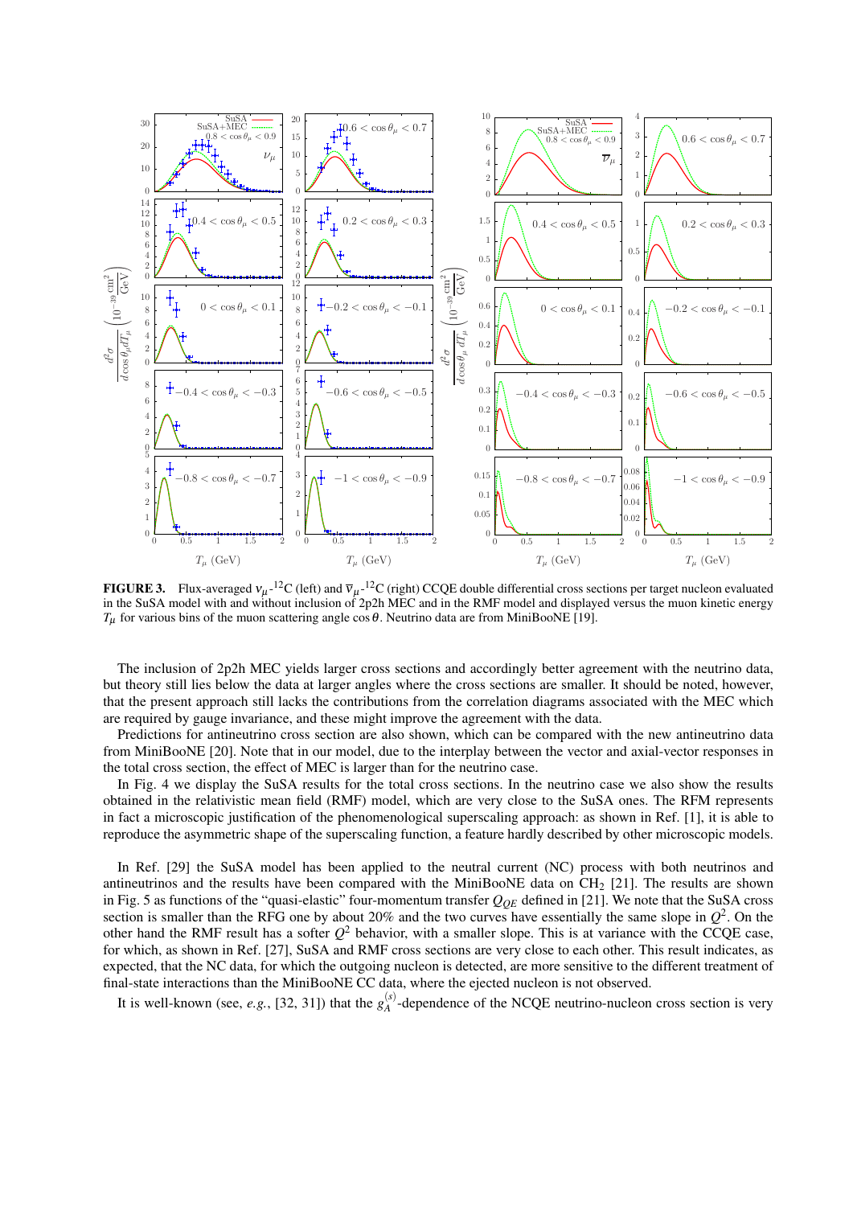**FIGURE 3.** Flux-averaged $\nu_\mu$-$^{12}$C (left) and $\overline{\nu}_\mu$-$^{12}$C (right) CCQE double differential cross sections per target nucleon evaluated in the SuSA model with and without inclusion of 2p2h MEC and in the RMF model and displayed versus the muon kinetic energy $T_\mu$ for various bins of the muon scattering angle $\cos\theta$. Neutrino data are from MiniBooNE [19].

The inclusion of 2p2h MEC yields larger cross sections and accordingly better agreement with the neutrino data, but theory still lies below the data at larger angles where the cross sections are smaller. It should be noted, however, that the present approach still lacks the contributions from the correlation diagrams associated with the MEC which are required by gauge invariance, and these might improve the agreement with the data.

Predictions for antineutrino cross section are also shown, which can be compared with the new antineutrino data from MiniBooNE [20]. Note that in our model, due to the interplay between the vector and axial-vector responses in the total cross section, the effect of MEC is larger than for the neutrino case.

In Fig. 4 we display the SuSA results for the total cross sections. In the neutrino case we also show the results obtained in the relativistic mean field (RMF) model, which are very close to the SuSA ones. The RFM represents in fact a microscopic justification of the phenomenological superscaling approach: as shown in Ref. [1], it is able to reproduce the asymmetric shape of the superscaling function, a feature hardly described by other microscopic models.

In Ref. [29] the SuSA model has been applied to the neutral current (NC) process with both neutrinos and antineutrinos and the results have been compared with the MiniBooNE data on $CH_2$ [21]. The results are shown in Fig. 5 as functions of the "quasi-elastic" four-momentum transfer $Q_{QE}$ defined in [21]. We note that the SuSA cross section is smaller than the RFG one by about 20% and the two curves have essentially the same slope in $Q^2$. On the other hand the RMF result has a softer $Q^2$ behavior, with a smaller slope. This is at variance with the CCQE case, for which, as shown in Ref. [27], SuSA and RMF cross sections are very close to each other. This result indicates, as expected, that the NC data, for which the outgoing nucleon is detected, are more sensitive to the different treatment of final-state interactions than the MiniBooNE CC data, where the ejected nucleon is not observed.

It is well-known (see, *e.g.*, [32, 31]) that the $g_A^{(s)}$-dependence of the NCQE neutrino-nucleon cross section is very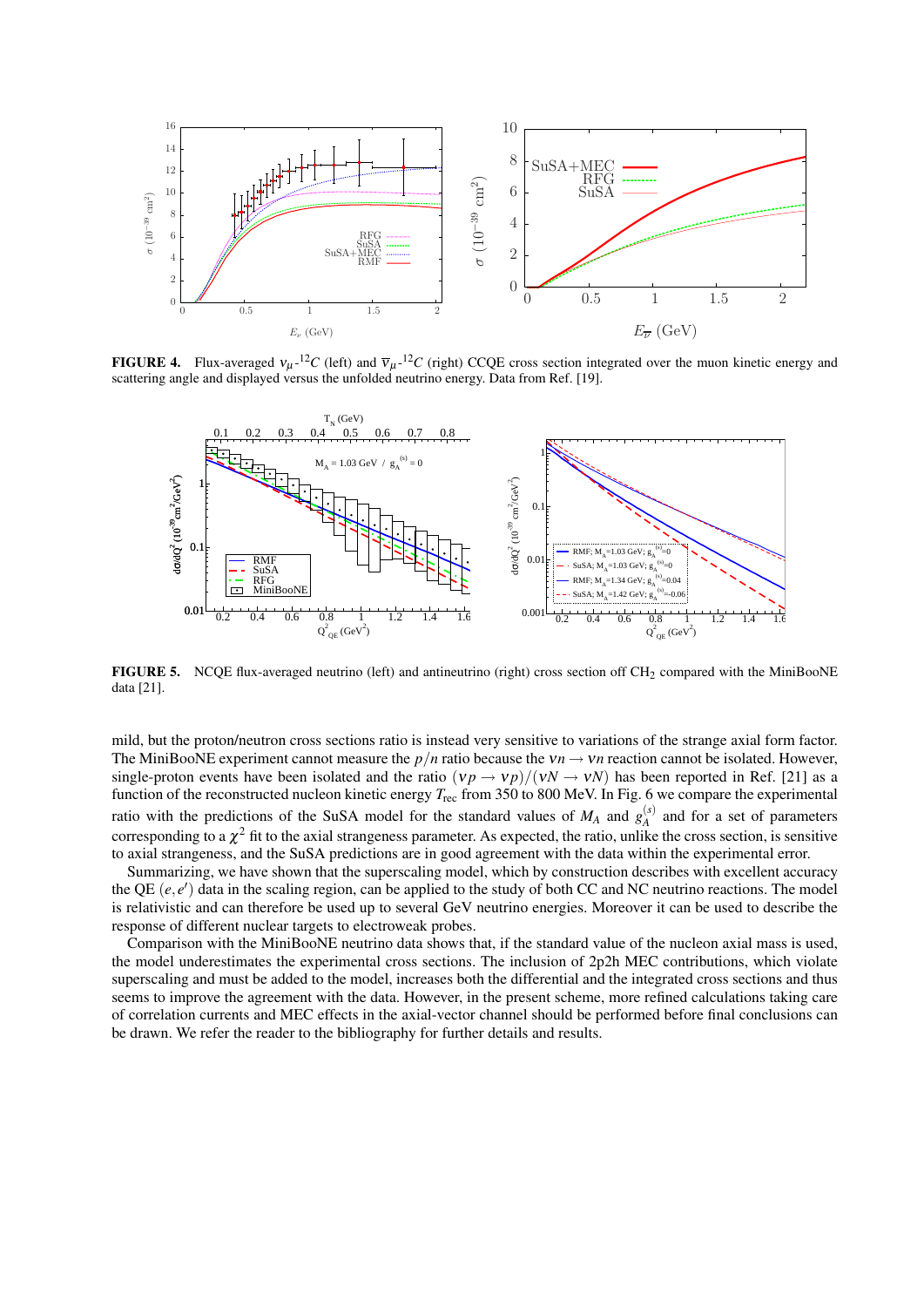**FIGURE 4.** Flux-averaged $\nu_\mu$-$^{12}C$ (left) and $\overline{\nu}_\mu$-$^{12}C$ (right) CCQE cross section integrated over the muon kinetic energy and scattering angle and displayed versus the unfolded neutrino energy. Data from Ref. [19].

**FIGURE 5.** NCQE flux-averaged neutrino (left) and antineutrino (right) cross section off $CH_2$ compared with the MiniBooNE data [21].

mild, but the proton/neutron cross sections ratio is instead very sensitive to variations of the strange axial form factor. The MiniBooNE experiment cannot measure the $p/n$ ratio because the $\nu n \to \nu n$ reaction cannot be isolated. However, single-proton events have been isolated and the ratio $(\nu p \to \nu p)/(\nu N \to \nu N)$ has been reported in Ref. [21] as a function of the reconstructed nucleon kinetic energy $T_{rec}$ from 350 to 800 MeV. In Fig. 6 we compare the experimental ratio with the predictions of the SuSA model for the standard values of $M_A$ and $g_A^{(s)}$ and for a set of parameters corresponding to a $\chi^2$ fit to the axial strangeness parameter. As expected, the ratio, unlike the cross section, is sensitive to axial strangeness, and the SuSA predictions are in good agreement with the data within the experimental error.

Summarizing, we have shown that the superscaling model, which by construction describes with excellent accuracy the QE $(e,e')$ data in the scaling region, can be applied to the study of both CC and NC neutrino reactions. The model is relativistic and can therefore be used up to several GeV neutrino energies. Moreover it can be used to describe the response of different nuclear targets to electroweak probes.

Comparison with the MiniBooNE neutrino data shows that, if the standard value of the nucleon axial mass is used, the model underestimates the experimental cross sections. The inclusion of 2p2h MEC contributions, which violate superscaling and must be added to the model, increases both the differential and the integrated cross sections and thus seems to improve the agreement with the data. However, in the present scheme, more refined calculations taking care of correlation currents and MEC effects in the axial-vector channel should be performed before final conclusions can be drawn. We refer the reader to the bibliography for further details and results.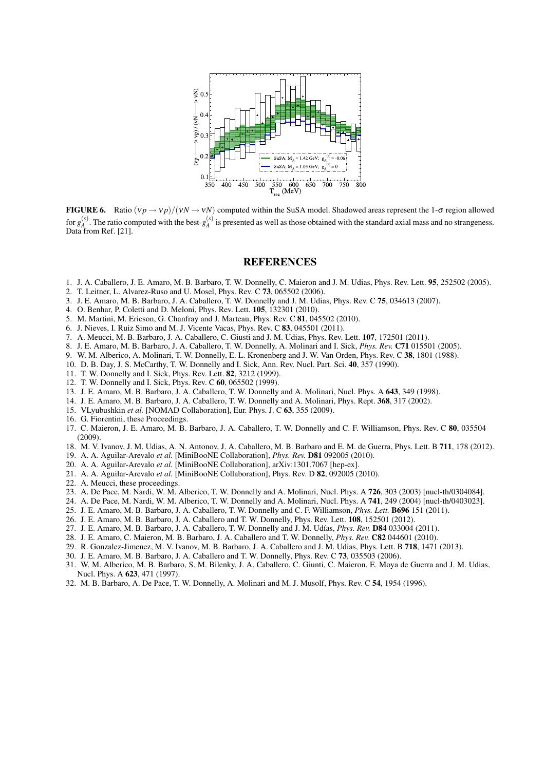$(\nu p \longrightarrow \nu p) / (\nu N \longrightarrow \nu N)$

0.1
0.2
0.3
0.4
0.5

350 400 450 500 550 600 650 700 750 800

$T_{rec}$ (MeV)

SuSA; $M_A$ = 1.42 GeV; $g_A^{(s)}$ = -0.06

SuSA; $M_A$ = 1.03 GeV; $g_A^{(s)}$ = 0

**FIGURE 6.** Ratio $(\nu p \to \nu p)/(\nu N \to \nu N)$ computed within the SuSA model. Shadowed areas represent the 1-$\sigma$ region allowed for $g_A^{(s)}$. The ratio computed with the best-$g_A^{(s)}$ is presented as well as those obtained with the standard axial mass and no strangeness. Data from Ref. [21].

## REFERENCES

1. J. A. Caballero, J. E. Amaro, M. B. Barbaro, T. W. Donnelly, C. Maieron and J. M. Udias, Phys. Rev. Lett. **95**, 252502 (2005).
2. T. Leitner, L. Alvarez-Ruso and U. Mosel, Phys. Rev. C **73**, 065502 (2006).
3. J. E. Amaro, M. B. Barbaro, J. A. Caballero, T. W. Donnelly and J. M. Udias, Phys. Rev. C **75**, 034613 (2007).
4. O. Benhar, P. Coletti and D. Meloni, Phys. Rev. Lett. **105**, 132301 (2010).
5. M. Martini, M. Ericson, G. Chanfray and J. Marteau, Phys. Rev. C **81**, 045502 (2010).
6. J. Nieves, I. Ruiz Simo and M. J. Vicente Vacas, Phys. Rev. C **83**, 045501 (2011).
7. A. Meucci, M. B. Barbaro, J. A. Caballero, C. Giusti and J. M. Udias, Phys. Rev. Lett. **107**, 172501 (2011).
8. J. E. Amaro, M. B. Barbaro, J. A. Caballero, T. W. Donnelly, A. Molinari and I. Sick, *Phys. Rev.* **C71** 015501 (2005).
9. W. M. Alberico, A. Molinari, T. W. Donnelly, E. L. Kronenberg and J. W. Van Orden, Phys. Rev. C **38**, 1801 (1988).
10. D. B. Day, J. S. McCarthy, T. W. Donnelly and I. Sick, Ann. Rev. Nucl. Part. Sci. **40**, 357 (1990).
11. T. W. Donnelly and I. Sick, Phys. Rev. Lett. **82**, 3212 (1999).
12. T. W. Donnelly and I. Sick, Phys. Rev. C **60**, 065502 (1999).
13. J. E. Amaro, M. B. Barbaro, J. A. Caballero, T. W. Donnelly and A. Molinari, Nucl. Phys. A **643**, 349 (1998).
14. J. E. Amaro, M. B. Barbaro, J. A. Caballero, T. W. Donnelly and A. Molinari, Phys. Rept. **368**, 317 (2002).
15. VLyubushkin *et al.* [NOMAD Collaboration], Eur. Phys. J. C **63**, 355 (2009).
16. G. Fiorentini, these Proceedings.
17. C. Maieron, J. E. Amaro, M. B. Barbaro, J. A. Caballero, T. W. Donnelly and C. F. Williamson, Phys. Rev. C **80**, 035504 (2009).
18. M. V. Ivanov, J. M. Udias, A. N. Antonov, J. A. Caballero, M. B. Barbaro and E. M. de Guerra, Phys. Lett. B **711**, 178 (2012).
19. A. A. Aguilar-Arevalo *et al.* [MiniBooNE Collaboration], *Phys. Rev.* **D81** 092005 (2010).
20. A. A. Aguilar-Arevalo *et al.* [MiniBooNE Collaboration], arXiv:1301.7067 [hep-ex].
21. A. A. Aguilar-Arevalo *et al.* [MiniBooNE Collaboration], Phys. Rev. D **82**, 092005 (2010).
22. A. Meucci, these proceedings.
23. A. De Pace, M. Nardi, W. M. Alberico, T. W. Donnelly and A. Molinari, Nucl. Phys. A **726**, 303 (2003) [nucl-th/0304084].
24. A. De Pace, M. Nardi, W. M. Alberico, T. W. Donnelly and A. Molinari, Nucl. Phys. A **741**, 249 (2004) [nucl-th/0403023].
25. J. E. Amaro, M. B. Barbaro, J. A. Caballero, T. W. Donnelly and C. F. Williamson, *Phys. Lett.* **B696** 151 (2011).
26. J. E. Amaro, M. B. Barbaro, J. A. Caballero and T. W. Donnelly, Phys. Rev. Lett. **108**, 152501 (2012).
27. J. E. Amaro, M. B. Barbaro, J. A. Caballero, T. W. Donnelly and J. M. Udías, *Phys. Rev.* **D84** 033004 (2011).
28. J. E. Amaro, C. Maieron, M. B. Barbaro, J. A. Caballero and T. W. Donnelly, *Phys. Rev.* **C82** 044601 (2010).
29. R. Gonzalez-Jimenez, M. V. Ivanov, M. B. Barbaro, J. A. Caballero and J. M. Udias, Phys. Lett. B **718**, 1471 (2013).
30. J. E. Amaro, M. B. Barbaro, J. A. Caballero and T. W. Donnelly, Phys. Rev. C **73**, 035503 (2006).
31. W. M. Alberico, M. B. Barbaro, S. M. Bilenky, J. A. Caballero, C. Giunti, C. Maieron, E. Moya de Guerra and J. M. Udias, Nucl. Phys. A **623**, 471 (1997).
32. M. B. Barbaro, A. De Pace, T. W. Donnelly, A. Molinari and M. J. Musolf, Phys. Rev. C **54**, 1954 (1996).